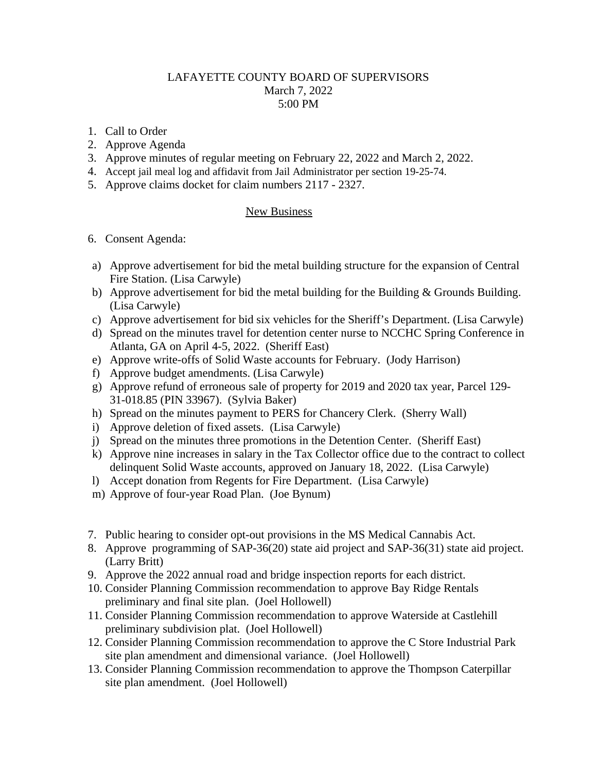# LAFAYETTE COUNTY BOARD OF SUPERVISORS
March 7, 2022
5:00 PM

1. Call to Order
2. Approve Agenda
3. Approve minutes of regular meeting on February 22, 2022 and March 2, 2022.
4. Accept jail meal log and affidavit from Jail Administrator per section 19-25-74.
5. Approve claims docket for claim numbers 2117 - 2327.

## New Business

6. Consent Agenda:

 a) Approve advertisement for bid the metal building structure for the expansion of Central Fire Station. (Lisa Carwyle)
 b) Approve advertisement for bid the metal building for the Building & Grounds Building. (Lisa Carwyle)
 c) Approve advertisement for bid six vehicles for the Sheriff's Department. (Lisa Carwyle)
 d) Spread on the minutes travel for detention center nurse to NCCHC Spring Conference in Atlanta, GA on April 4-5, 2022. (Sheriff East)
 e) Approve write-offs of Solid Waste accounts for February. (Jody Harrison)
 f) Approve budget amendments. (Lisa Carwyle)
 g) Approve refund of erroneous sale of property for 2019 and 2020 tax year, Parcel 129-31-018.85 (PIN 33967). (Sylvia Baker)
 h) Spread on the minutes payment to PERS for Chancery Clerk. (Sherry Wall)
 i) Approve deletion of fixed assets. (Lisa Carwyle)
 j) Spread on the minutes three promotions in the Detention Center. (Sheriff East)
 k) Approve nine increases in salary in the Tax Collector office due to the contract to collect delinquent Solid Waste accounts, approved on January 18, 2022. (Lisa Carwyle)
 l) Accept donation from Regents for Fire Department. (Lisa Carwyle)
 m) Approve of four-year Road Plan. (Joe Bynum)

7. Public hearing to consider opt-out provisions in the MS Medical Cannabis Act.
8. Approve programming of SAP-36(20) state aid project and SAP-36(31) state aid project. (Larry Britt)
9. Approve the 2022 annual road and bridge inspection reports for each district.
10. Consider Planning Commission recommendation to approve Bay Ridge Rentals preliminary and final site plan. (Joel Hollowell)
11. Consider Planning Commission recommendation to approve Waterside at Castlehill preliminary subdivision plat. (Joel Hollowell)
12. Consider Planning Commission recommendation to approve the C Store Industrial Park site plan amendment and dimensional variance. (Joel Hollowell)
13. Consider Planning Commission recommendation to approve the Thompson Caterpillar site plan amendment. (Joel Hollowell)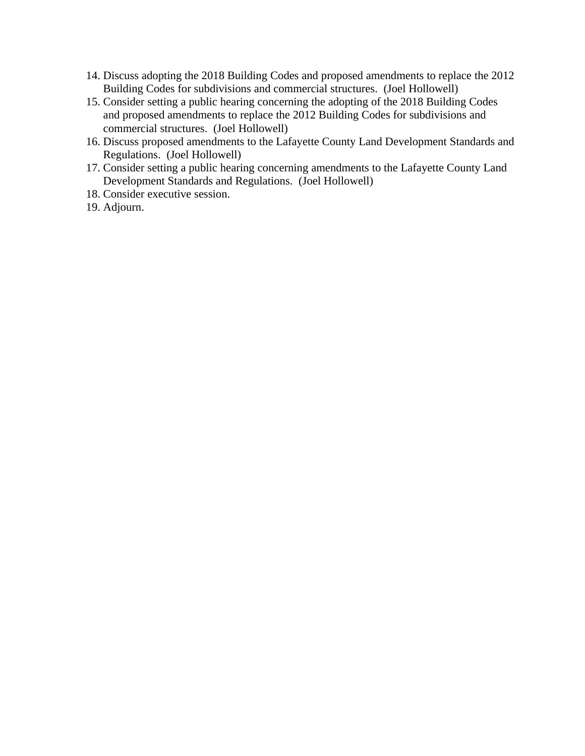14. Discuss adopting the 2018 Building Codes and proposed amendments to replace the 2012 Building Codes for subdivisions and commercial structures.  (Joel Hollowell)
15. Consider setting a public hearing concerning the adopting of the 2018 Building Codes and proposed amendments to replace the 2012 Building Codes for subdivisions and commercial structures.  (Joel Hollowell)
16. Discuss proposed amendments to the Lafayette County Land Development Standards and Regulations.  (Joel Hollowell)
17. Consider setting a public hearing concerning amendments to the Lafayette County Land Development Standards and Regulations.  (Joel Hollowell)
18. Consider executive session.
19. Adjourn.